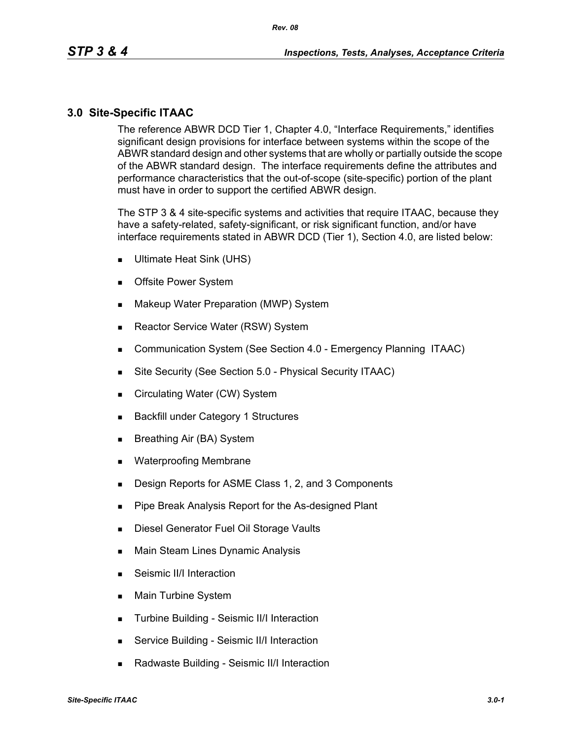## 3.0 Site-Specific ITAAC

The reference ABWR DCD Tier 1, Chapter 4.0, "Interface Requirements," identifies significant design provisions for interface between systems within the scope of the ABWR standard design and other systems that are wholly or partially outside the scope of the ABWR standard design. The interface requirements define the attributes and performance characteristics that the out-of-scope (site-specific) portion of the plant must have in order to support the certified ABWR design.

The STP 3 & 4 site-specific systems and activities that require ITAAC, because they have a safety-related, safety-significant, or risk significant function, and/or have interface requirements stated in ABWR DCD (Tier 1), Section 4.0, are listed below:

- Ultimate Heat Sink (UHS)
- Offsite Power System
- Makeup Water Preparation (MWP) System
- Reactor Service Water (RSW) System
- Communication System (See Section 4.0 - Emergency Planning ITAAC)
- Site Security (See Section 5.0 - Physical Security ITAAC)
- Circulating Water (CW) System
- Backfill under Category 1 Structures
- Breathing Air (BA) System
- Waterproofing Membrane
- Design Reports for ASME Class 1, 2, and 3 Components
- Pipe Break Analysis Report for the As-designed Plant
- Diesel Generator Fuel Oil Storage Vaults
- Main Steam Lines Dynamic Analysis
- Seismic II/I Interaction
- Main Turbine System
- Turbine Building - Seismic II/I Interaction
- Service Building - Seismic II/I Interaction
- Radwaste Building - Seismic II/I Interaction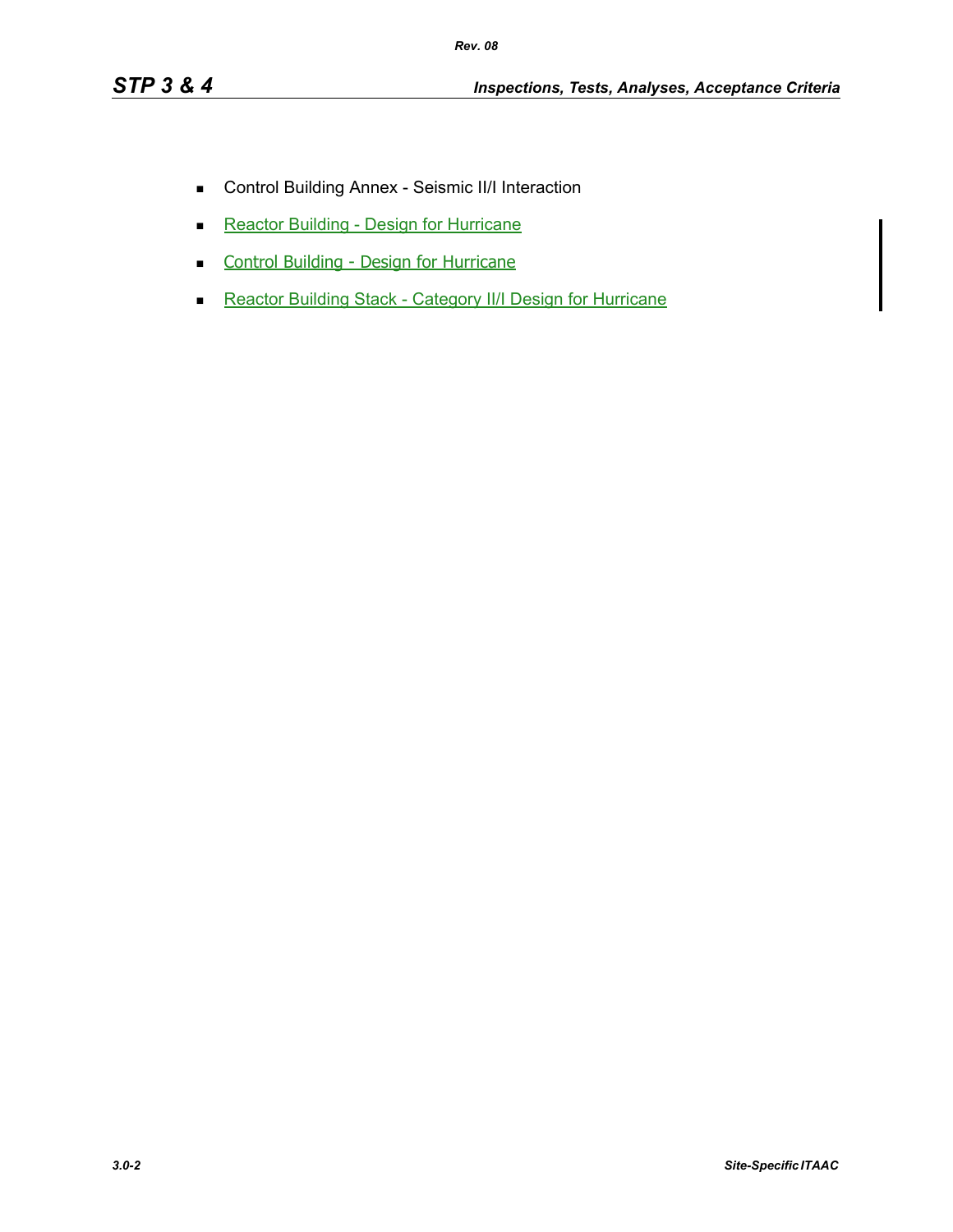- Control Building Annex - Seismic II/I Interaction
- Reactor Building - Design for Hurricane
- Control Building - Design for Hurricane
- Reactor Building Stack - Category II/I Design for Hurricane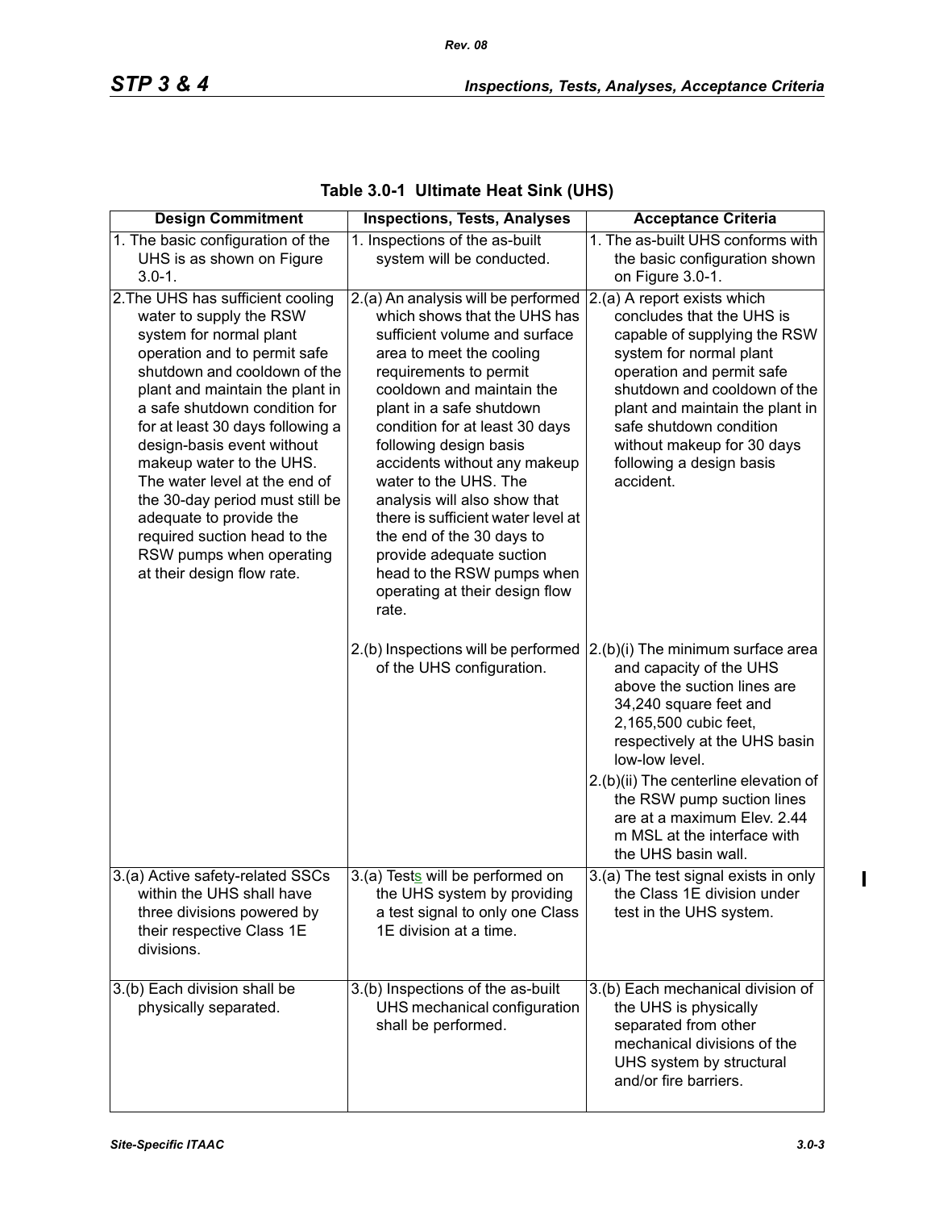**Table 3.0-1 Ultimate Heat Sink (UHS)**

| Design Commitment | Inspections, Tests, Analyses | Acceptance Criteria |
|---|---|---|
| 1. The basic configuration of the UHS is as shown on Figure 3.0-1. | 1. Inspections of the as-built system will be conducted. | 1. The as-built UHS conforms with the basic configuration shown on Figure 3.0-1. |
| 2.The UHS has sufficient cooling water to supply the RSW system for normal plant operation and to permit safe shutdown and cooldown of the plant and maintain the plant in a safe shutdown condition for for at least 30 days following a design-basis event without makeup water to the UHS. The water level at the end of the 30-day period must still be adequate to provide the required suction head to the RSW pumps when operating at their design flow rate. | 2.(a) An analysis will be performed which shows that the UHS has sufficient volume and surface area to meet the cooling requirements to permit cooldown and maintain the plant in a safe shutdown condition for at least 30 days following design basis accidents without any makeup water to the UHS. The analysis will also show that there is sufficient water level at the end of the 30 days to provide adequate suction head to the RSW pumps when operating at their design flow rate. | 2.(a) A report exists which concludes that the UHS is capable of supplying the RSW system for normal plant operation and permit safe shutdown and cooldown of the plant and maintain the plant in safe shutdown condition without makeup for 30 days following a design basis accident. |
| | 2.(b) Inspections will be performed of the UHS configuration. | 2.(b)(i) The minimum surface area and capacity of the UHS above the suction lines are 34,240 square feet and 2,165,500 cubic feet, respectively at the UHS basin low-low level.<br>2.(b)(ii) The centerline elevation of the RSW pump suction lines are at a maximum Elev. 2.44 m MSL at the interface with the UHS basin wall. |
| 3.(a) Active safety-related SSCs within the UHS shall have three divisions powered by their respective Class 1E divisions. | 3.(a) Tests will be performed on the UHS system by providing a test signal to only one Class 1E division at a time. | 3.(a) The test signal exists in only the Class 1E division under test in the UHS system. |
| 3.(b) Each division shall be physically separated. | 3.(b) Inspections of the as-built UHS mechanical configuration shall be performed. | 3.(b) Each mechanical division of the UHS is physically separated from other mechanical divisions of the UHS system by structural and/or fire barriers. |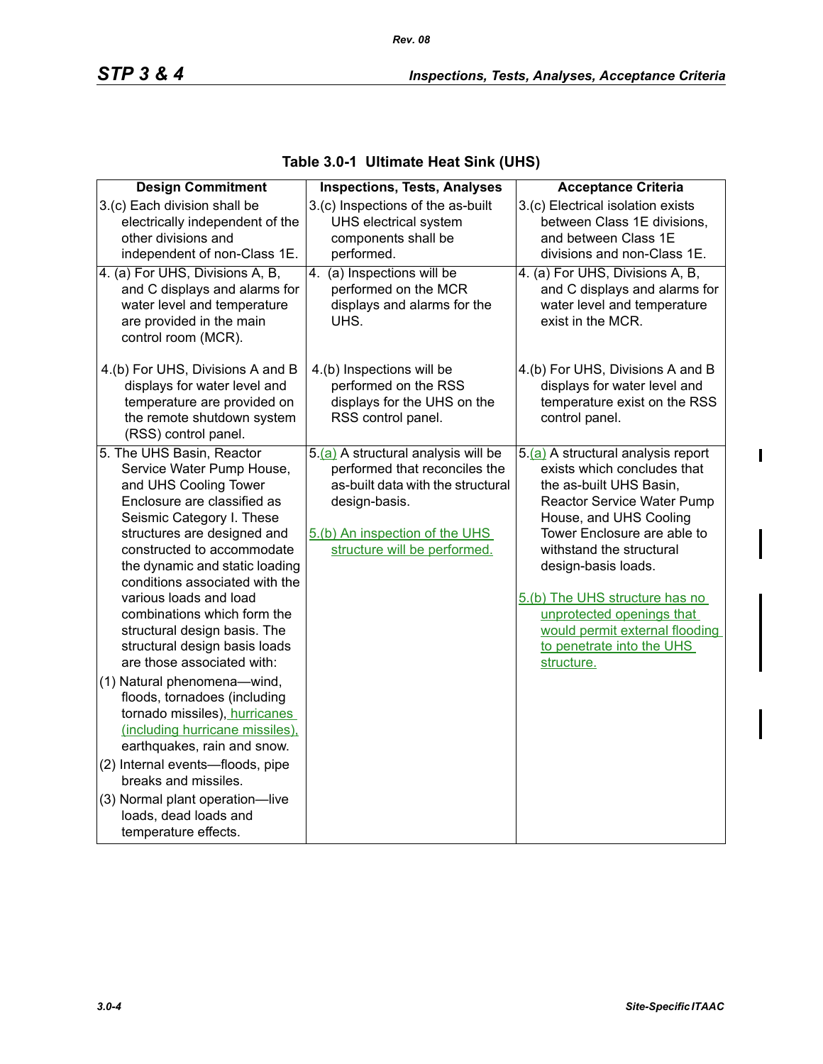**Table 3.0-1 Ultimate Heat Sink (UHS)**

| Design Commitment | Inspections, Tests, Analyses | Acceptance Criteria |
|---|---|---|
| 3.(c) Each division shall be electrically independent of the other divisions and independent of non-Class 1E. | 3.(c) Inspections of the as-built UHS electrical system components shall be performed. | 3.(c) Electrical isolation exists between Class 1E divisions, and between Class 1E divisions and non-Class 1E. |
| 4. (a) For UHS, Divisions A, B, and C displays and alarms for water level and temperature are provided in the main control room (MCR).<br><br>4.(b) For UHS, Divisions A and B displays for water level and temperature are provided on the remote shutdown system (RSS) control panel. | 4. (a) Inspections will be performed on the MCR displays and alarms for the UHS.<br><br>4.(b) Inspections will be performed on the RSS displays for the UHS on the RSS control panel. | 4. (a) For UHS, Divisions A, B, and C displays and alarms for water level and temperature exist in the MCR.<br><br>4.(b) For UHS, Divisions A and B displays for water level and temperature exist on the RSS control panel. |
| 5. The UHS Basin, Reactor Service Water Pump House, and UHS Cooling Tower Enclosure are classified as Seismic Category I. These structures are designed and constructed to accommodate the dynamic and static loading conditions associated with the various loads and load combinations which form the structural design basis. The structural design basis loads are those associated with:<br>(1) Natural phenomena—wind, floods, tornadoes (including tornado missiles), hurricanes (including hurricane missiles), earthquakes, rain and snow.<br>(2) Internal events—floods, pipe breaks and missiles.<br>(3) Normal plant operation—live loads, dead loads and temperature effects. | 5.(a) A structural analysis will be performed that reconciles the as-built data with the structural design-basis.<br><br>5.(b) An inspection of the UHS structure will be performed. | 5.(a) A structural analysis report exists which concludes that the as-built UHS Basin, Reactor Service Water Pump House, and UHS Cooling Tower Enclosure are able to withstand the structural design-basis loads.<br><br>5.(b) The UHS structure has no unprotected openings that would permit external flooding to penetrate into the UHS structure. |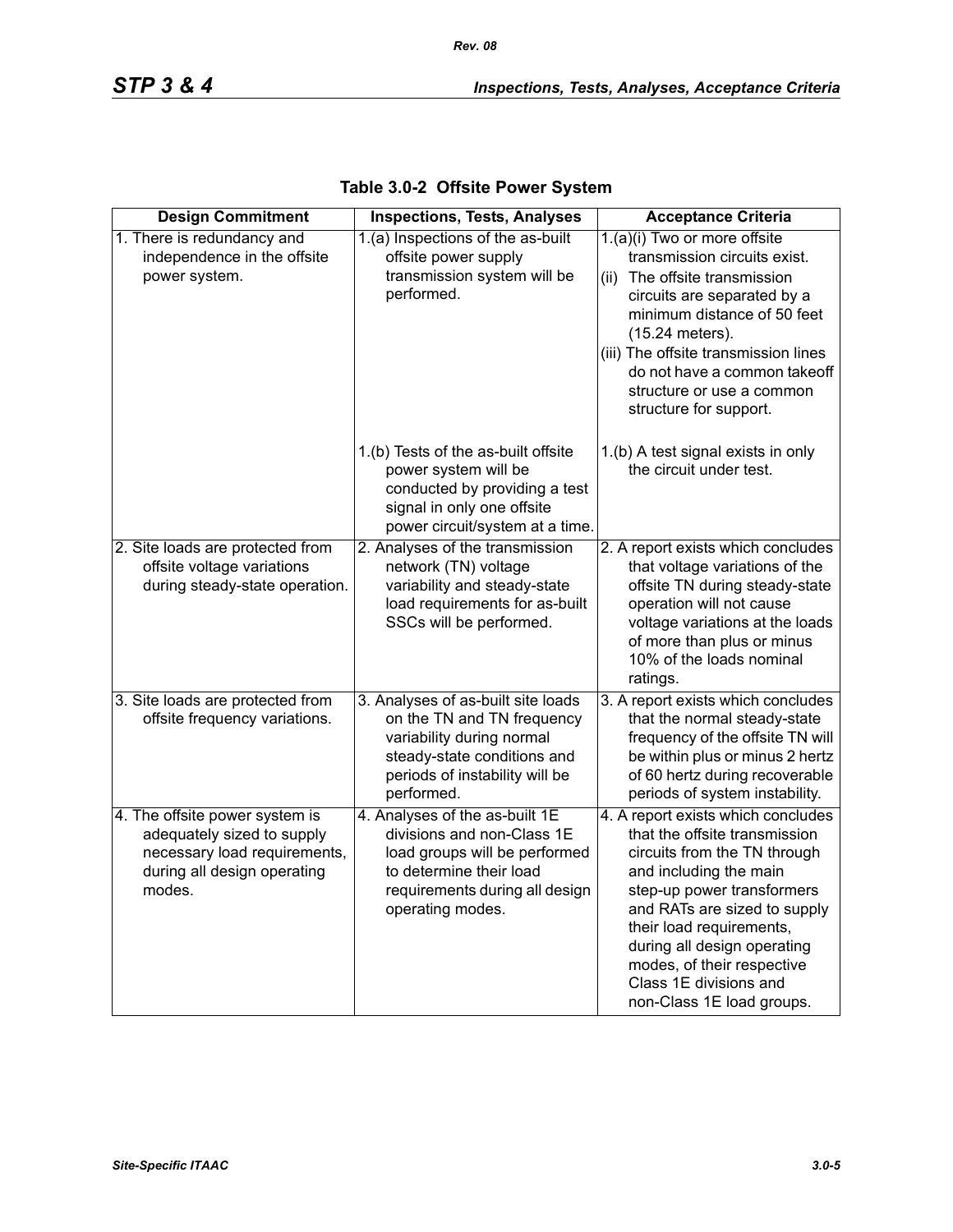## Table 3.0-2 Offsite Power System

| Design Commitment | Inspections, Tests, Analyses | Acceptance Criteria |
|---|---|---|
| 1. There is redundancy and independence in the offsite power system. | 1.(a) Inspections of the as-built offsite power supply transmission system will be performed. | 1.(a)(i) Two or more offsite transmission circuits exist.<br>(ii) The offsite transmission circuits are separated by a minimum distance of 50 feet (15.24 meters).<br>(iii) The offsite transmission lines do not have a common takeoff structure or use a common structure for support. |
| | 1.(b) Tests of the as-built offsite power system will be conducted by providing a test signal in only one offsite power circuit/system at a time. | 1.(b) A test signal exists in only the circuit under test. |
| 2. Site loads are protected from offsite voltage variations during steady-state operation. | 2. Analyses of the transmission network (TN) voltage variability and steady-state load requirements for as-built SSCs will be performed. | 2. A report exists which concludes that voltage variations of the offsite TN during steady-state operation will not cause voltage variations at the loads of more than plus or minus 10% of the loads nominal ratings. |
| 3. Site loads are protected from offsite frequency variations. | 3. Analyses of as-built site loads on the TN and TN frequency variability during normal steady-state conditions and periods of instability will be performed. | 3. A report exists which concludes that the normal steady-state frequency of the offsite TN will be within plus or minus 2 hertz of 60 hertz during recoverable periods of system instability. |
| 4. The offsite power system is adequately sized to supply necessary load requirements, during all design operating modes. | 4. Analyses of the as-built 1E divisions and non-Class 1E load groups will be performed to determine their load requirements during all design operating modes. | 4. A report exists which concludes that the offsite transmission circuits from the TN through and including the main step-up power transformers and RATs are sized to supply their load requirements, during all design operating modes, of their respective Class 1E divisions and non-Class 1E load groups. |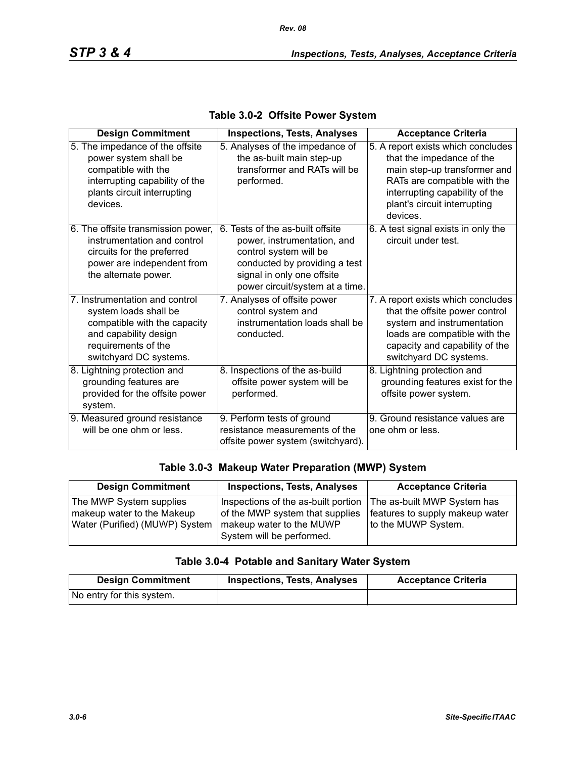### Table 3.0-2 Offsite Power System

| Design Commitment | Inspections, Tests, Analyses | Acceptance Criteria |
|---|---|---|
| 5. The impedance of the offsite power system shall be compatible with the interrupting capability of the plants circuit interrupting devices. | 5. Analyses of the impedance of the as-built main step-up transformer and RATs will be performed. | 5. A report exists which concludes that the impedance of the main step-up transformer and RATs are compatible with the interrupting capability of the plant's circuit interrupting devices. |
| 6. The offsite transmission power, instrumentation and control circuits for the preferred power are independent from the alternate power. | 6. Tests of the as-built offsite power, instrumentation, and control system will be conducted by providing a test signal in only one offsite power circuit/system at a time. | 6. A test signal exists in only the circuit under test. |
| 7. Instrumentation and control system loads shall be compatible with the capacity and capability design requirements of the switchyard DC systems. | 7. Analyses of offsite power control system and instrumentation loads shall be conducted. | 7. A report exists which concludes that the offsite power control system and instrumentation loads are compatible with the capacity and capability of the switchyard DC systems. |
| 8. Lightning protection and grounding features are provided for the offsite power system. | 8. Inspections of the as-build offsite power system will be performed. | 8. Lightning protection and grounding features exist for the offsite power system. |
| 9. Measured ground resistance will be one ohm or less. | 9. Perform tests of ground resistance measurements of the offsite power system (switchyard). | 9. Ground resistance values are one ohm or less. |

### Table 3.0-3 Makeup Water Preparation (MWP) System

| Design Commitment | Inspections, Tests, Analyses | Acceptance Criteria |
|---|---|---|
| The MWP System supplies makeup water to the Makeup Water (Purified) (MUWP) System | Inspections of the as-built portion of the MWP system that supplies makeup water to the MUWP System will be performed. | The as-built MWP System has features to supply makeup water to the MUWP System. |

### Table 3.0-4 Potable and Sanitary Water System

| Design Commitment | Inspections, Tests, Analyses | Acceptance Criteria |
|---|---|---|
| No entry for this system. | | |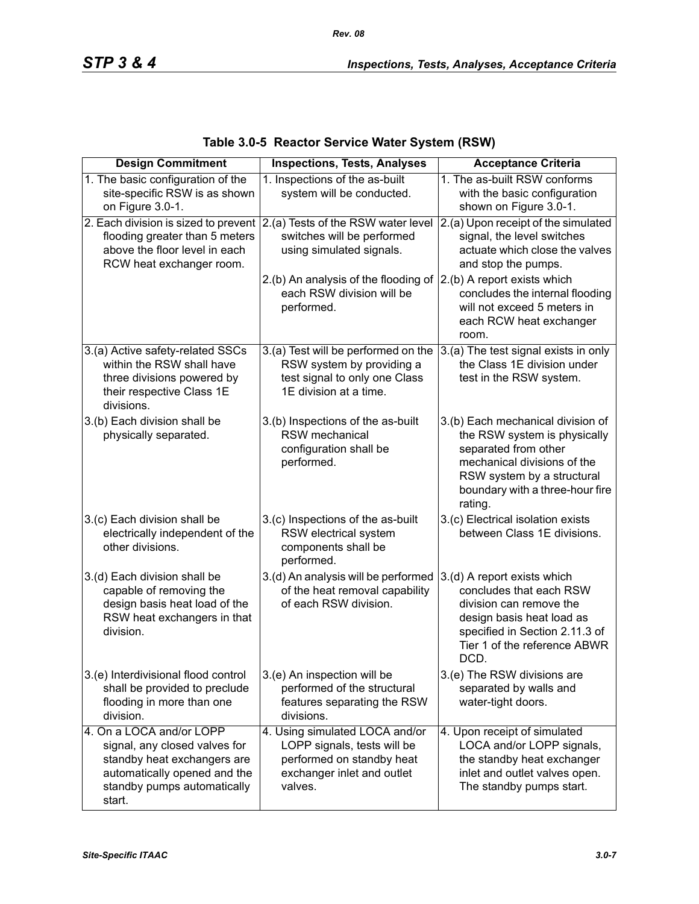**Table 3.0-5 Reactor Service Water System (RSW)**

| Design Commitment | Inspections, Tests, Analyses | Acceptance Criteria |
|---|---|---|
| 1. The basic configuration of the site-specific RSW is as shown on Figure 3.0-1. | 1. Inspections of the as-built system will be conducted. | 1. The as-built RSW conforms with the basic configuration shown on Figure 3.0-1. |
| 2. Each division is sized to prevent flooding greater than 5 meters above the floor level in each RCW heat exchanger room. | 2.(a) Tests of the RSW water level switches will be performed using simulated signals. | 2.(a) Upon receipt of the simulated signal, the level switches actuate which close the valves and stop the pumps. |
| | 2.(b) An analysis of the flooding of each RSW division will be performed. | 2.(b) A report exists which concludes the internal flooding will not exceed 5 meters in each RCW heat exchanger room. |
| 3.(a) Active safety-related SSCs within the RSW shall have three divisions powered by their respective Class 1E divisions. | 3.(a) Test will be performed on the RSW system by providing a test signal to only one Class 1E division at a time. | 3.(a) The test signal exists in only the Class 1E division under test in the RSW system. |
| 3.(b) Each division shall be physically separated. | 3.(b) Inspections of the as-built RSW mechanical configuration shall be performed. | 3.(b) Each mechanical division of the RSW system is physically separated from other mechanical divisions of the RSW system by a structural boundary with a three-hour fire rating. |
| 3.(c) Each division shall be electrically independent of the other divisions. | 3.(c) Inspections of the as-built RSW electrical system components shall be performed. | 3.(c) Electrical isolation exists between Class 1E divisions. |
| 3.(d) Each division shall be capable of removing the design basis heat load of the RSW heat exchangers in that division. | 3.(d) An analysis will be performed of the heat removal capability of each RSW division. | 3.(d) A report exists which concludes that each RSW division can remove the design basis heat load as specified in Section 2.11.3 of Tier 1 of the reference ABWR DCD. |
| 3.(e) Interdivisional flood control shall be provided to preclude flooding in more than one division. | 3.(e) An inspection will be performed of the structural features separating the RSW divisions. | 3.(e) The RSW divisions are separated by walls and water-tight doors. |
| 4. On a LOCA and/or LOPP signal, any closed valves for standby heat exchangers are automatically opened and the standby pumps automatically start. | 4. Using simulated LOCA and/or LOPP signals, tests will be performed on standby heat exchanger inlet and outlet valves. | 4. Upon receipt of simulated LOCA and/or LOPP signals, the standby heat exchanger inlet and outlet valves open. The standby pumps start. |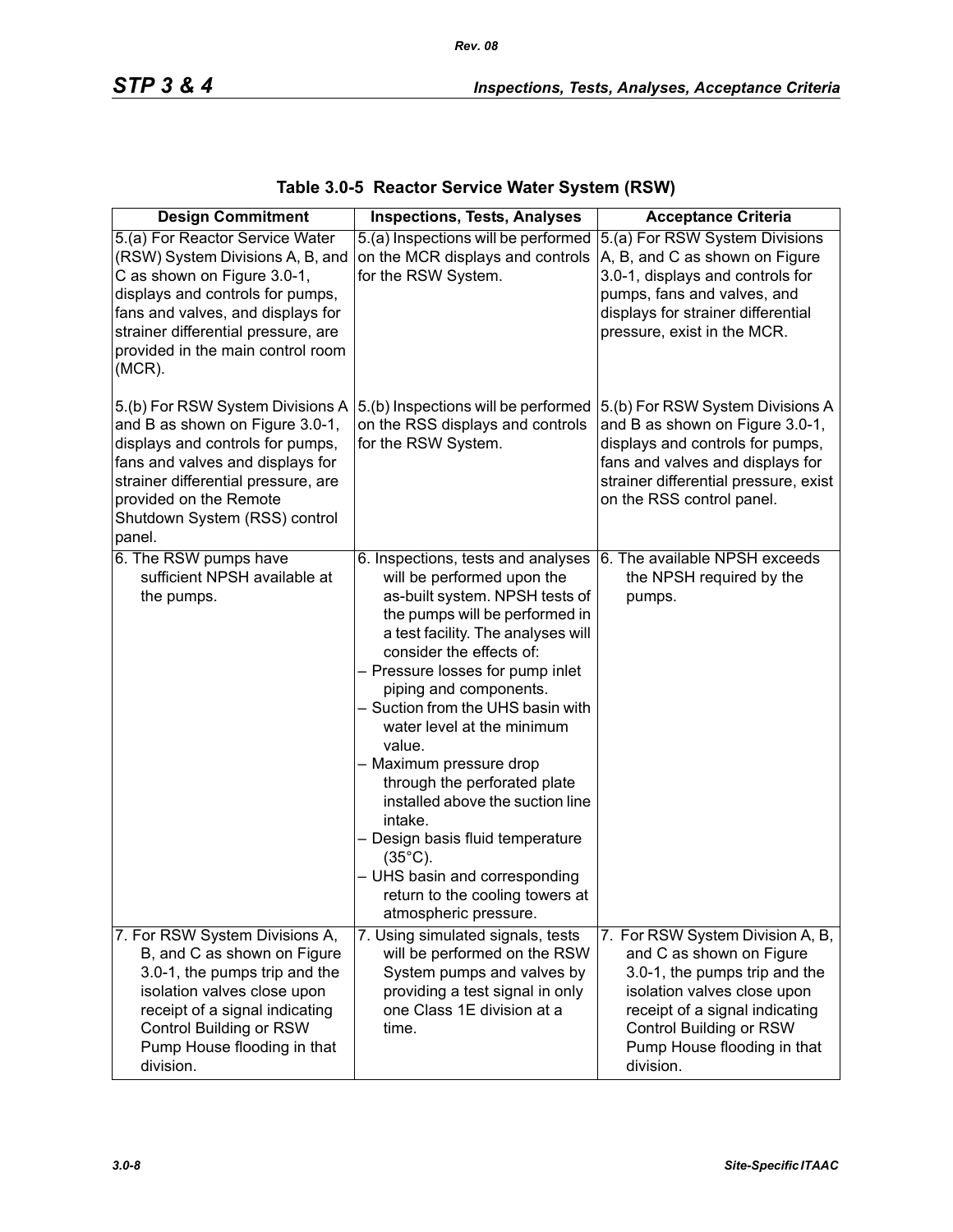## Table 3.0-5 Reactor Service Water System (RSW)

| Design Commitment | Inspections, Tests, Analyses | Acceptance Criteria |
|---|---|---|
| 5.(a) For Reactor Service Water (RSW) System Divisions A, B, and C as shown on Figure 3.0-1, displays and controls for pumps, fans and valves, and displays for strainer differential pressure, are provided in the main control room (MCR). | 5.(a) Inspections will be performed on the MCR displays and controls for the RSW System. | 5.(a) For RSW System Divisions A, B, and C as shown on Figure 3.0-1, displays and controls for pumps, fans and valves, and displays for strainer differential pressure, exist in the MCR. |
| 5.(b) For RSW System Divisions A and B as shown on Figure 3.0-1, displays and controls for pumps, fans and valves and displays for strainer differential pressure, are provided on the Remote Shutdown System (RSS) control panel. | 5.(b) Inspections will be performed on the RSS displays and controls for the RSW System. | 5.(b) For RSW System Divisions A and B as shown on Figure 3.0-1, displays and controls for pumps, fans and valves and displays for strainer differential pressure, exist on the RSS control panel. |
| 6. The RSW pumps have sufficient NPSH available at the pumps. | 6. Inspections, tests and analyses will be performed upon the as-built system. NPSH tests of the pumps will be performed in a test facility. The analyses will consider the effects of:<br>– Pressure losses for pump inlet piping and components.<br>– Suction from the UHS basin with water level at the minimum value.<br>– Maximum pressure drop through the perforated plate installed above the suction line intake.<br>– Design basis fluid temperature (35°C).<br>– UHS basin and corresponding return to the cooling towers at atmospheric pressure. | 6. The available NPSH exceeds the NPSH required by the pumps. |
| 7. For RSW System Divisions A, B, and C as shown on Figure 3.0-1, the pumps trip and the isolation valves close upon receipt of a signal indicating Control Building or RSW Pump House flooding in that division. | 7. Using simulated signals, tests will be performed on the RSW System pumps and valves by providing a test signal in only one Class 1E division at a time. | 7. For RSW System Division A, B, and C as shown on Figure 3.0-1, the pumps trip and the isolation valves close upon receipt of a signal indicating Control Building or RSW Pump House flooding in that division. |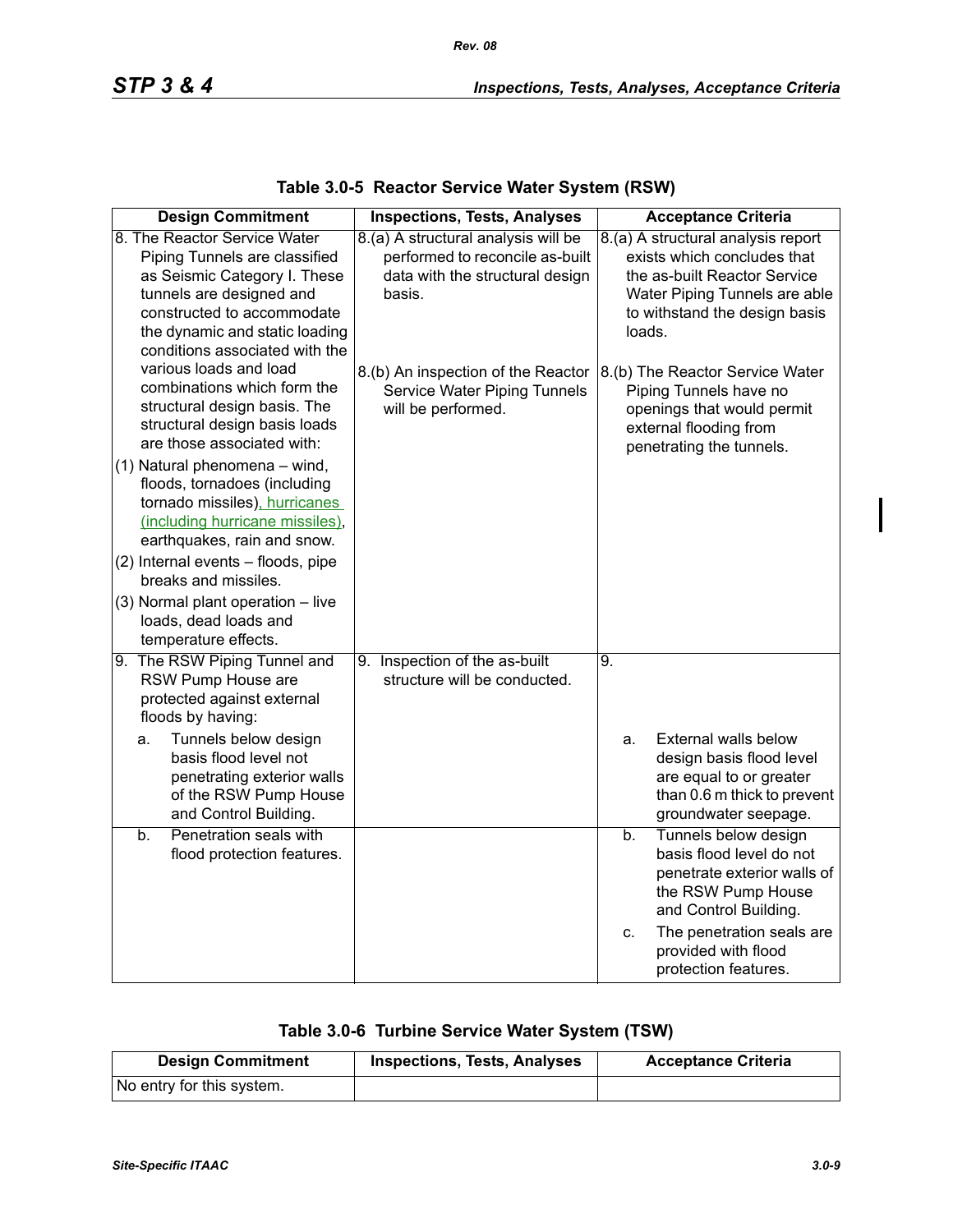**Table 3.0-5 Reactor Service Water System (RSW)**

| Design Commitment | Inspections, Tests, Analyses | Acceptance Criteria |
|---|---|---|
| 8. The Reactor Service Water Piping Tunnels are classified as Seismic Category I. These tunnels are designed and constructed to accommodate the dynamic and static loading conditions associated with the various loads and load combinations which form the structural design basis. The structural design basis loads are those associated with: (1) Natural phenomena – wind, floods, tornadoes (including tornado missiles), hurricanes (including hurricane missiles), earthquakes, rain and snow. (2) Internal events – floods, pipe breaks and missiles. (3) Normal plant operation – live loads, dead loads and temperature effects. | 8.(a) A structural analysis will be performed to reconcile as-built data with the structural design basis. 8.(b) An inspection of the Reactor Service Water Piping Tunnels will be performed. | 8.(a) A structural analysis report exists which concludes that the as-built Reactor Service Water Piping Tunnels are able to withstand the design basis loads. 8.(b) The Reactor Service Water Piping Tunnels have no openings that would permit external flooding from penetrating the tunnels. |
| 9. The RSW Piping Tunnel and RSW Pump House are protected against external floods by having: a. Tunnels below design basis flood level not penetrating exterior walls of the RSW Pump House and Control Building. | 9. Inspection of the as-built structure will be conducted. | 9. a. External walls below design basis flood level are equal to or greater than 0.6 m thick to prevent groundwater seepage. |
| b. Penetration seals with flood protection features. | | b. Tunnels below design basis flood level do not penetrate exterior walls of the RSW Pump House and Control Building. c. The penetration seals are provided with flood protection features. |

**Table 3.0-6 Turbine Service Water System (TSW)**

| Design Commitment | Inspections, Tests, Analyses | Acceptance Criteria |
|---|---|---|
| No entry for this system. | | |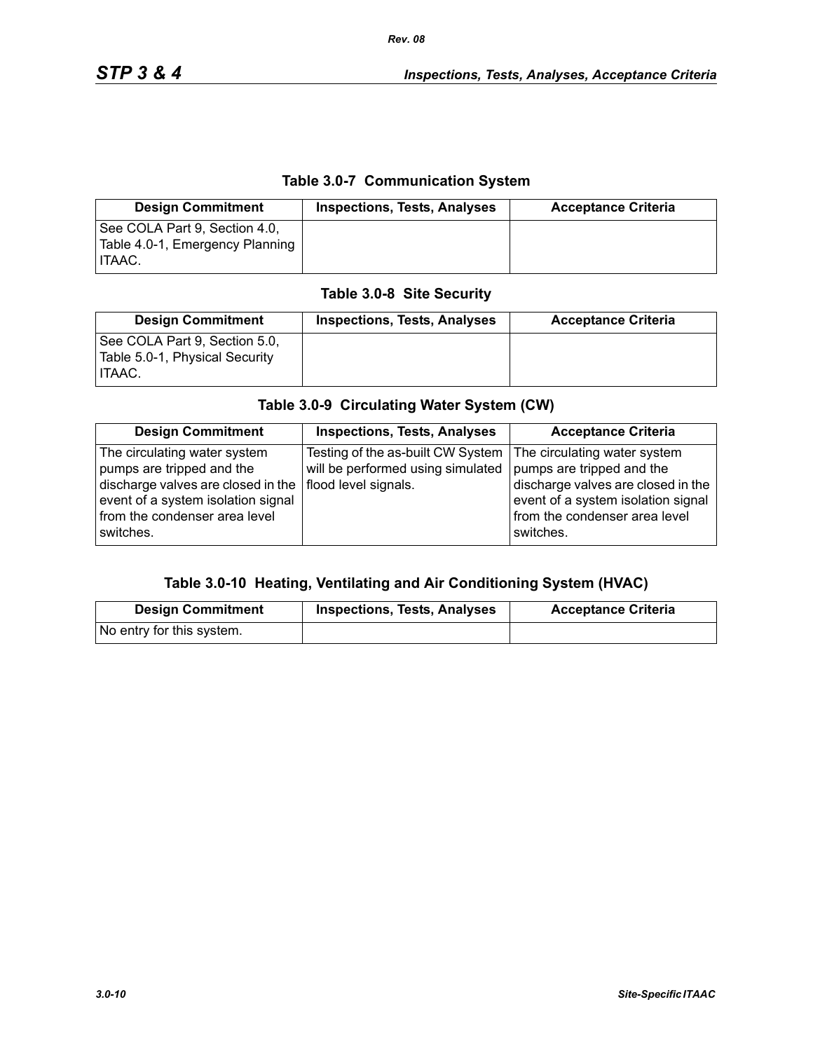### Table 3.0-7 Communication System

| Design Commitment | Inspections, Tests, Analyses | Acceptance Criteria |
|---|---|---|
| See COLA Part 9, Section 4.0, Table 4.0-1, Emergency Planning ITAAC. | | |

### Table 3.0-8 Site Security

| Design Commitment | Inspections, Tests, Analyses | Acceptance Criteria |
|---|---|---|
| See COLA Part 9, Section 5.0, Table 5.0-1, Physical Security ITAAC. | | |

### Table 3.0-9 Circulating Water System (CW)

| Design Commitment | Inspections, Tests, Analyses | Acceptance Criteria |
|---|---|---|
| The circulating water system pumps are tripped and the discharge valves are closed in the event of a system isolation signal from the condenser area level switches. | Testing of the as-built CW System will be performed using simulated flood level signals. | The circulating water system pumps are tripped and the discharge valves are closed in the event of a system isolation signal from the condenser area level switches. |

### Table 3.0-10 Heating, Ventilating and Air Conditioning System (HVAC)

| Design Commitment | Inspections, Tests, Analyses | Acceptance Criteria |
|---|---|---|
| No entry for this system. | | |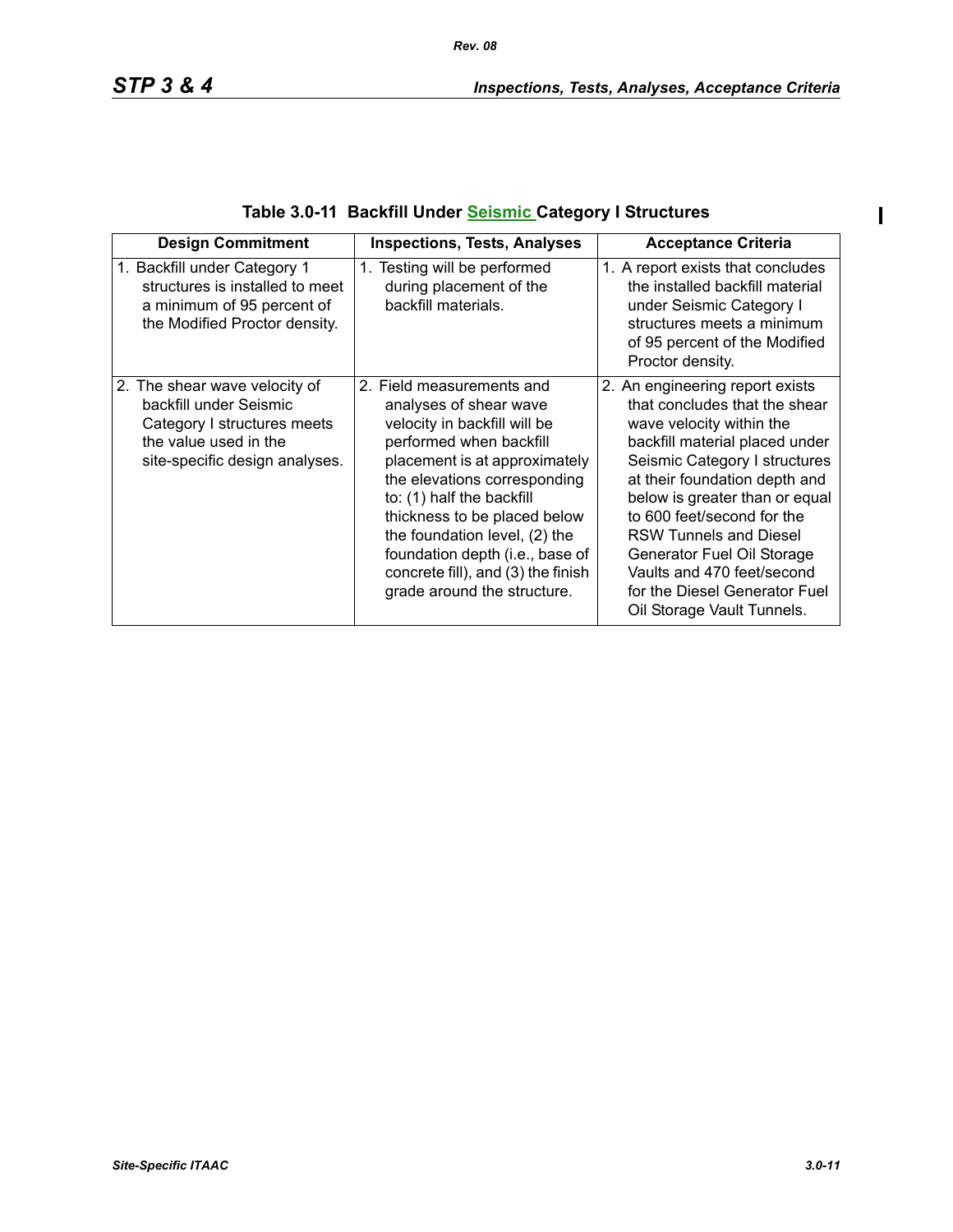**Table 3.0-11 Backfill Under Seismic Category I Structures**

| Design Commitment | Inspections, Tests, Analyses | Acceptance Criteria |
|---|---|---|
| 1. Backfill under Category 1 structures is installed to meet a minimum of 95 percent of the Modified Proctor density. | 1. Testing will be performed during placement of the backfill materials. | 1. A report exists that concludes the installed backfill material under Seismic Category I structures meets a minimum of 95 percent of the Modified Proctor density. |
| 2. The shear wave velocity of backfill under Seismic Category I structures meets the value used in the site-specific design analyses. | 2. Field measurements and analyses of shear wave velocity in backfill will be performed when backfill placement is at approximately the elevations corresponding to: (1) half the backfill thickness to be placed below the foundation level, (2) the foundation depth (i.e., base of concrete fill), and (3) the finish grade around the structure. | 2. An engineering report exists that concludes that the shear wave velocity within the backfill material placed under Seismic Category I structures at their foundation depth and below is greater than or equal to 600 feet/second for the RSW Tunnels and Diesel Generator Fuel Oil Storage Vaults and 470 feet/second for the Diesel Generator Fuel Oil Storage Vault Tunnels. |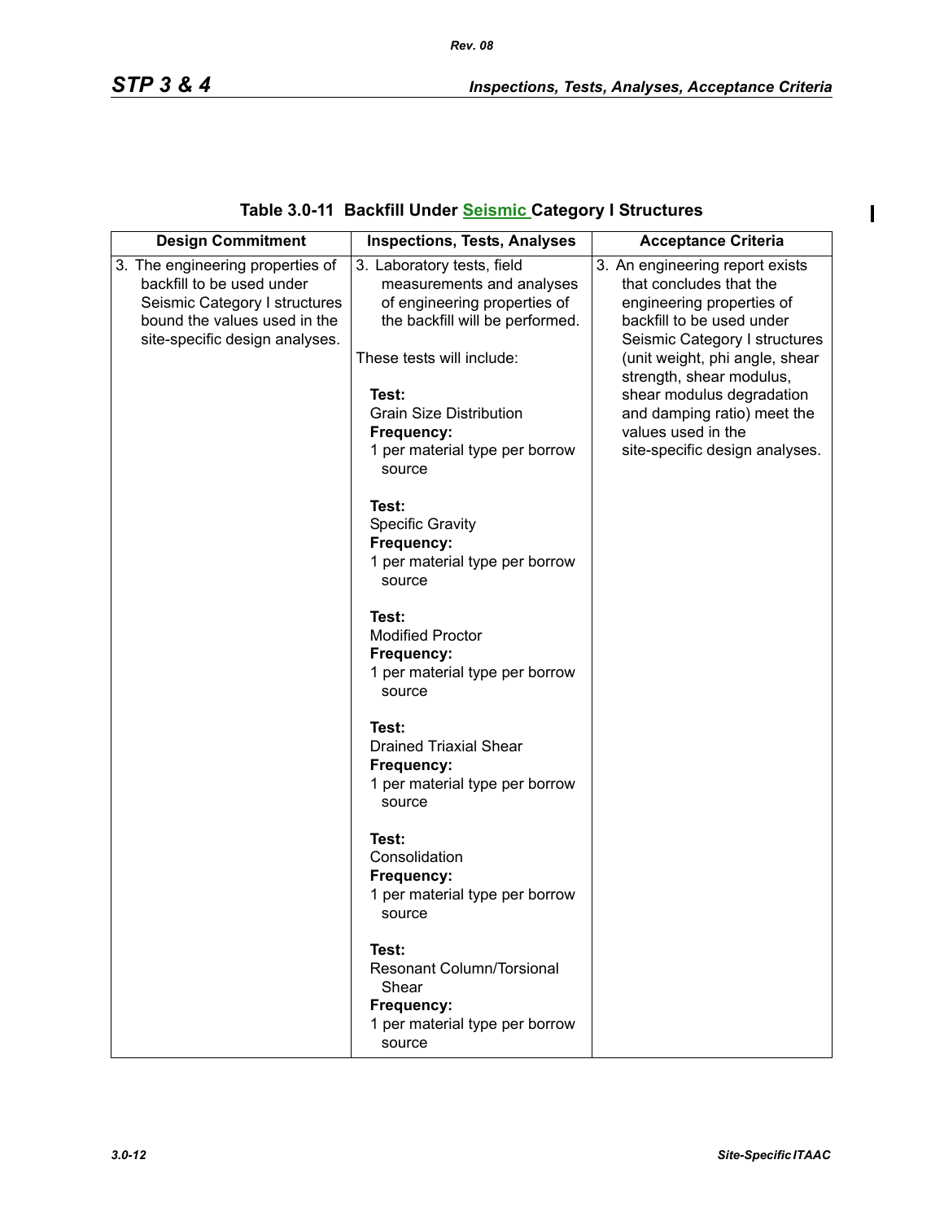**Table 3.0-11 Backfill Under Seismic Category I Structures**

| Design Commitment | Inspections, Tests, Analyses | Acceptance Criteria |
|---|---|---|
| 3. The engineering properties of backfill to be used under Seismic Category I structures bound the values used in the site-specific design analyses. | 3. Laboratory tests, field measurements and analyses of engineering properties of the backfill will be performed.<br><br>These tests will include:<br><br>**Test:**<br>Grain Size Distribution<br>**Frequency:**<br>1 per material type per borrow source<br><br>**Test:**<br>Specific Gravity<br>**Frequency:**<br>1 per material type per borrow source<br><br>**Test:**<br>Modified Proctor<br>**Frequency:**<br>1 per material type per borrow source<br><br>**Test:**<br>Drained Triaxial Shear<br>**Frequency:**<br>1 per material type per borrow source<br><br>**Test:**<br>Consolidation<br>**Frequency:**<br>1 per material type per borrow source<br><br>**Test:**<br>Resonant Column/Torsional Shear<br>**Frequency:**<br>1 per material type per borrow source | 3. An engineering report exists that concludes that the engineering properties of backfill to be used under Seismic Category I structures (unit weight, phi angle, shear strength, shear modulus, shear modulus degradation and damping ratio) meet the values used in the site-specific design analyses. |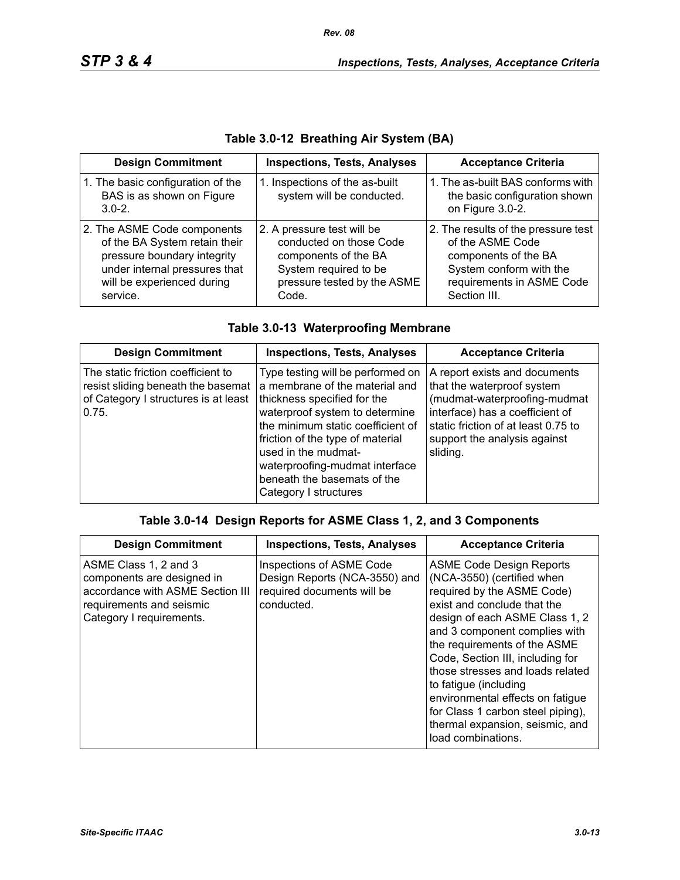## Table 3.0-12 Breathing Air System (BA)

| Design Commitment | Inspections, Tests, Analyses | Acceptance Criteria |
|---|---|---|
| 1. The basic configuration of the BAS is as shown on Figure 3.0-2. | 1. Inspections of the as-built system will be conducted. | 1. The as-built BAS conforms with the basic configuration shown on Figure 3.0-2. |
| 2. The ASME Code components of the BA System retain their pressure boundary integrity under internal pressures that will be experienced during service. | 2. A pressure test will be conducted on those Code components of the BA System required to be pressure tested by the ASME Code. | 2. The results of the pressure test of the ASME Code components of the BA System conform with the requirements in ASME Code Section III. |

## Table 3.0-13 Waterproofing Membrane

| Design Commitment | Inspections, Tests, Analyses | Acceptance Criteria |
|---|---|---|
| The static friction coefficient to resist sliding beneath the basemat of Category I structures is at least 0.75. | Type testing will be performed on a membrane of the material and thickness specified for the waterproof system to determine the minimum static coefficient of friction of the type of material used in the mudmat-waterproofing-mudmat interface beneath the basemats of the Category I structures | A report exists and documents that the waterproof system (mudmat-waterproofing-mudmat interface) has a coefficient of static friction of at least 0.75 to support the analysis against sliding. |

## Table 3.0-14 Design Reports for ASME Class 1, 2, and 3 Components

| Design Commitment | Inspections, Tests, Analyses | Acceptance Criteria |
|---|---|---|
| ASME Class 1, 2 and 3 components are designed in accordance with ASME Section III requirements and seismic Category I requirements. | Inspections of ASME Code Design Reports (NCA-3550) and required documents will be conducted. | ASME Code Design Reports (NCA-3550) (certified when required by the ASME Code) exist and conclude that the design of each ASME Class 1, 2 and 3 component complies with the requirements of the ASME Code, Section III, including for those stresses and loads related to fatigue (including environmental effects on fatigue for Class 1 carbon steel piping), thermal expansion, seismic, and load combinations. |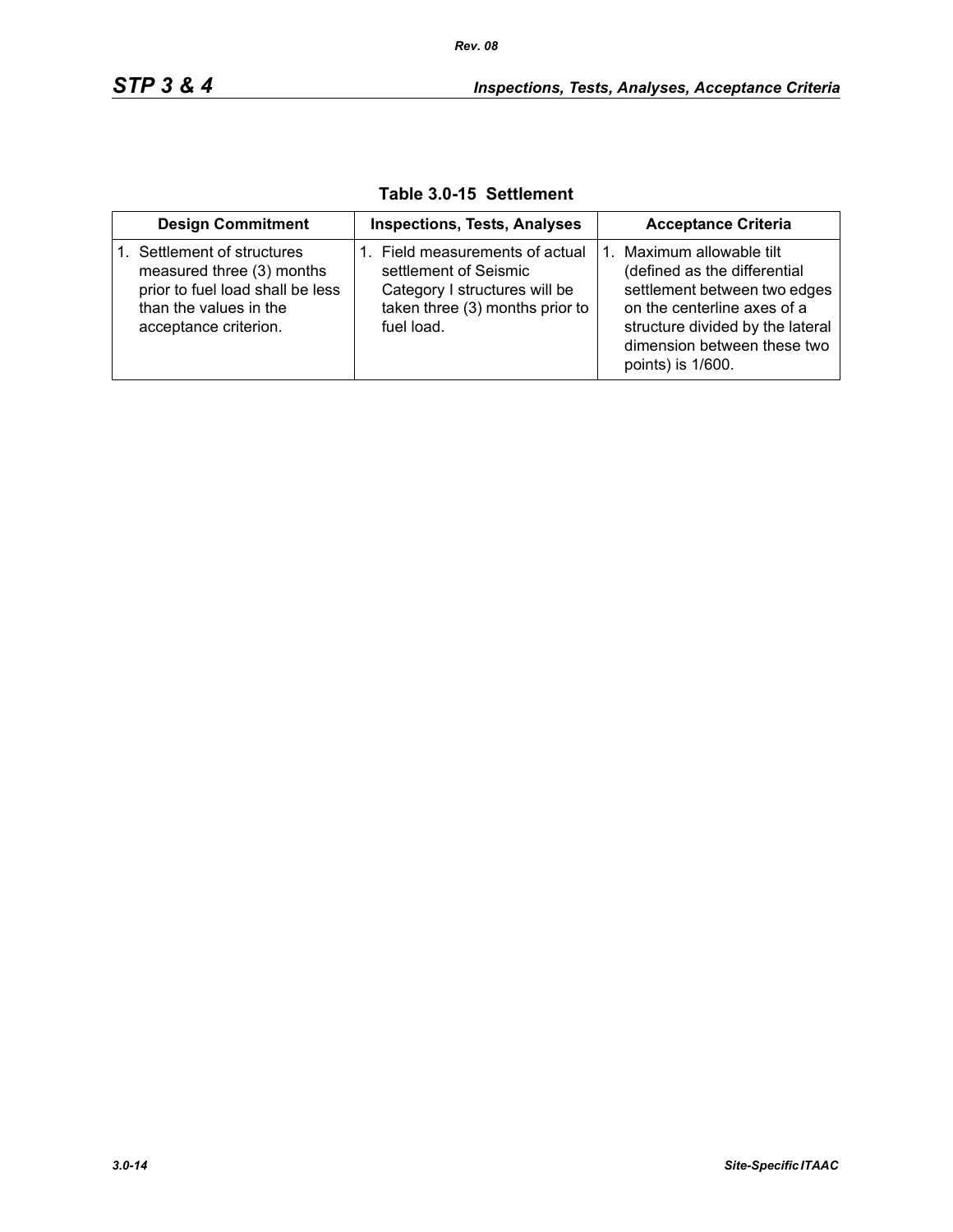**Table 3.0-15 Settlement**

| Design Commitment | Inspections, Tests, Analyses | Acceptance Criteria |
| --- | --- | --- |
| 1. Settlement of structures measured three (3) months prior to fuel load shall be less than the values in the acceptance criterion. | 1. Field measurements of actual settlement of Seismic Category I structures will be taken three (3) months prior to fuel load. | 1. Maximum allowable tilt (defined as the differential settlement between two edges on the centerline axes of a structure divided by the lateral dimension between these two points) is 1/600. |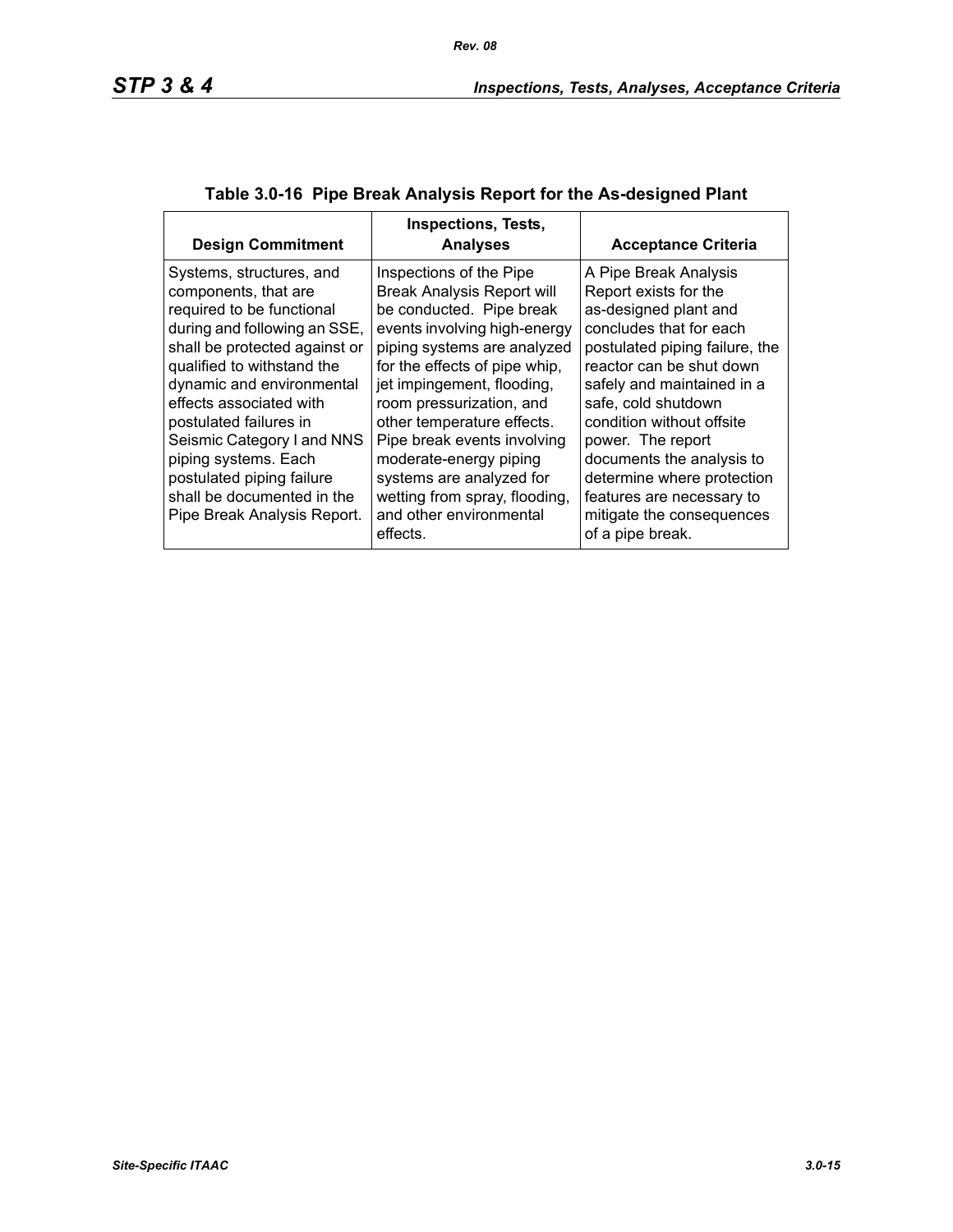### Table 3.0-16 Pipe Break Analysis Report for the As-designed Plant

| Design Commitment | Inspections, Tests, Analyses | Acceptance Criteria |
|---|---|---|
| Systems, structures, and components, that are required to be functional during and following an SSE, shall be protected against or qualified to withstand the dynamic and environmental effects associated with postulated failures in Seismic Category I and NNS piping systems. Each postulated piping failure shall be documented in the Pipe Break Analysis Report. | Inspections of the Pipe Break Analysis Report will be conducted. Pipe break events involving high-energy piping systems are analyzed for the effects of pipe whip, jet impingement, flooding, room pressurization, and other temperature effects. Pipe break events involving moderate-energy piping systems are analyzed for wetting from spray, flooding, and other environmental effects. | A Pipe Break Analysis Report exists for the as-designed plant and concludes that for each postulated piping failure, the reactor can be shut down safely and maintained in a safe, cold shutdown condition without offsite power. The report documents the analysis to determine where protection features are necessary to mitigate the consequences of a pipe break. |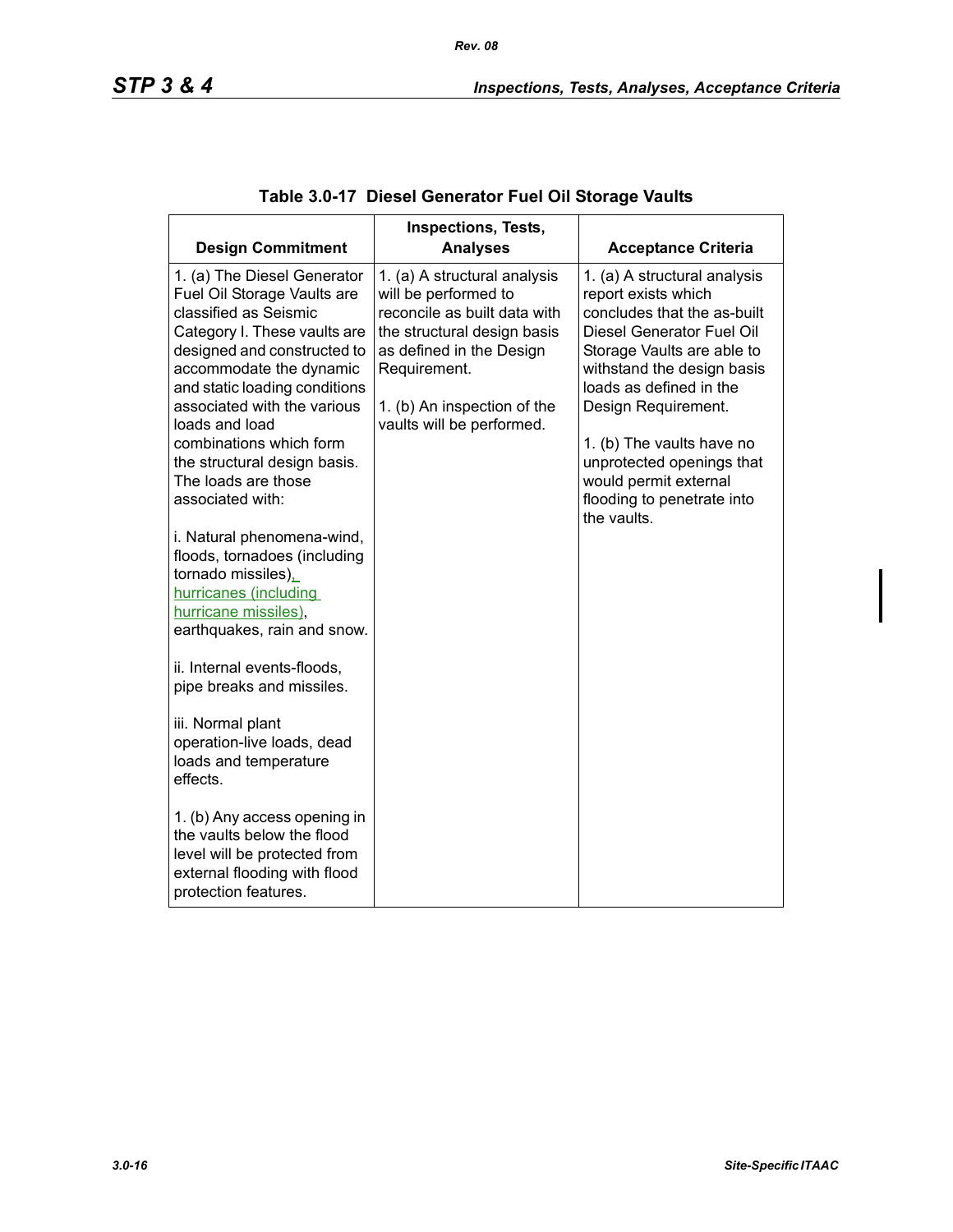**Table 3.0-17 Diesel Generator Fuel Oil Storage Vaults**

| Design Commitment | Inspections, Tests, Analyses | Acceptance Criteria |
|---|---|---|
| 1. (a) The Diesel Generator Fuel Oil Storage Vaults are classified as Seismic Category I. These vaults are designed and constructed to accommodate the dynamic and static loading conditions associated with the various loads and load combinations which form the structural design basis. The loads are those associated with:<br><br>i. Natural phenomena-wind, floods, tornadoes (including tornado missiles), hurricanes (including hurricane missiles), earthquakes, rain and snow.<br><br>ii. Internal events-floods, pipe breaks and missiles.<br><br>iii. Normal plant operation-live loads, dead loads and temperature effects.<br><br>1. (b) Any access opening in the vaults below the flood level will be protected from external flooding with flood protection features. | 1. (a) A structural analysis will be performed to reconcile as built data with the structural design basis as defined in the Design Requirement.<br><br>1. (b) An inspection of the vaults will be performed. | 1. (a) A structural analysis report exists which concludes that the as-built Diesel Generator Fuel Oil Storage Vaults are able to withstand the design basis loads as defined in the Design Requirement.<br><br>1. (b) The vaults have no unprotected openings that would permit external flooding to penetrate into the vaults. |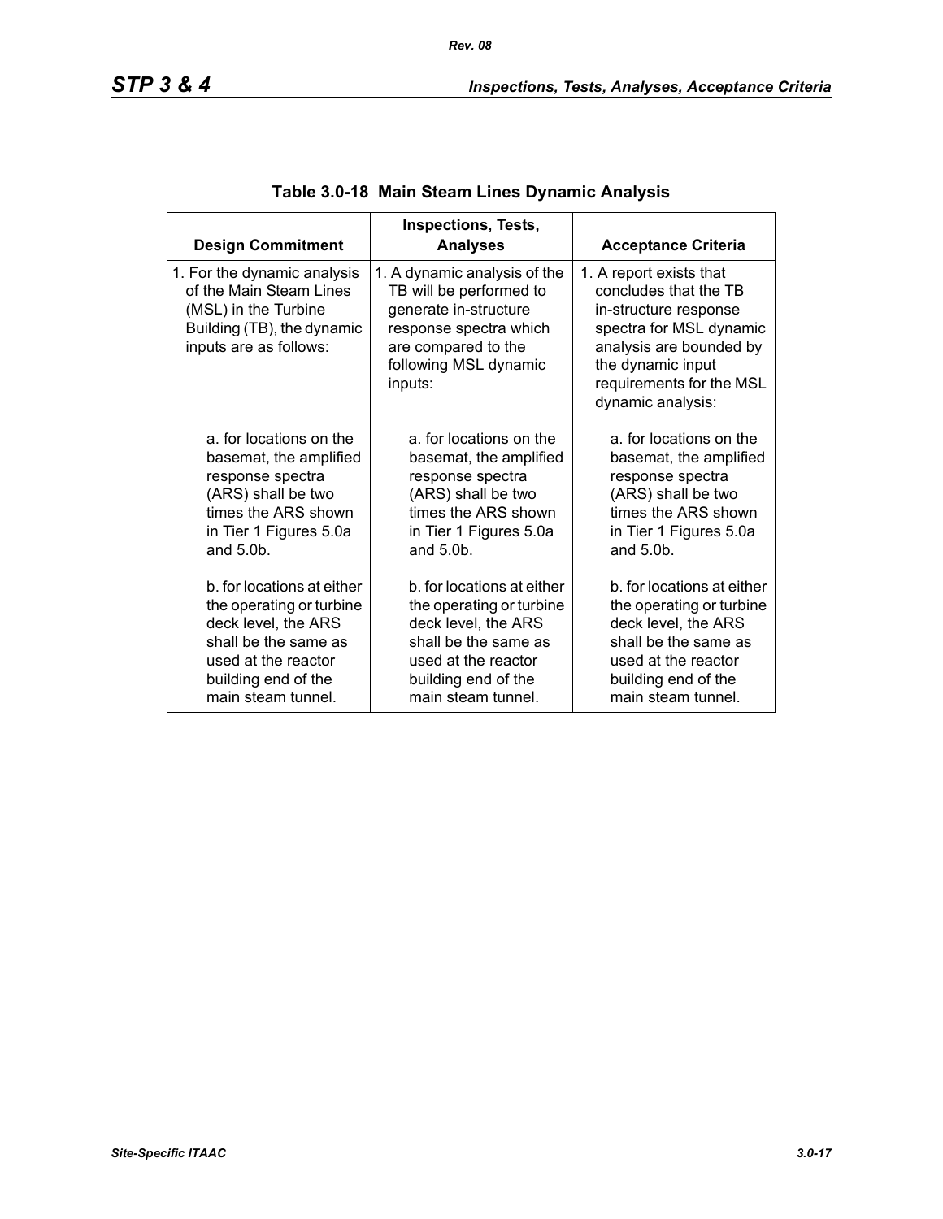**Table 3.0-18 Main Steam Lines Dynamic Analysis**

| Design Commitment | Inspections, Tests, Analyses | Acceptance Criteria |
|---|---|---|
| 1. For the dynamic analysis of the Main Steam Lines (MSL) in the Turbine Building (TB), the dynamic inputs are as follows: | 1. A dynamic analysis of the TB will be performed to generate in-structure response spectra which are compared to the following MSL dynamic inputs: | 1. A report exists that concludes that the TB in-structure response spectra for MSL dynamic analysis are bounded by the dynamic input requirements for the MSL dynamic analysis: |
| a. for locations on the basemat, the amplified response spectra (ARS) shall be two times the ARS shown in Tier 1 Figures 5.0a and 5.0b. | a. for locations on the basemat, the amplified response spectra (ARS) shall be two times the ARS shown in Tier 1 Figures 5.0a and 5.0b. | a. for locations on the basemat, the amplified response spectra (ARS) shall be two times the ARS shown in Tier 1 Figures 5.0a and 5.0b. |
| b. for locations at either the operating or turbine deck level, the ARS shall be the same as used at the reactor building end of the main steam tunnel. | b. for locations at either the operating or turbine deck level, the ARS shall be the same as used at the reactor building end of the main steam tunnel. | b. for locations at either the operating or turbine deck level, the ARS shall be the same as used at the reactor building end of the main steam tunnel. |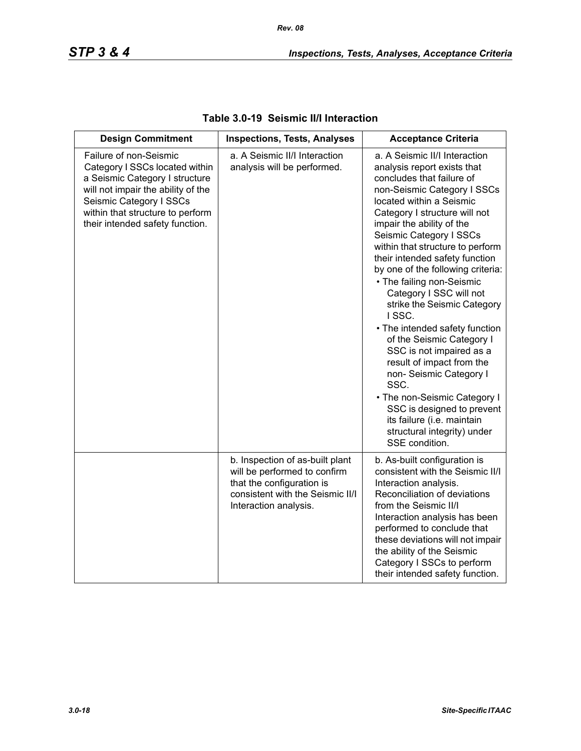**Table 3.0-19 Seismic II/I Interaction**

| Design Commitment | Inspections, Tests, Analyses | Acceptance Criteria |
|---|---|---|
| Failure of non-Seismic Category I SSCs located within a Seismic Category I structure will not impair the ability of the Seismic Category I SSCs within that structure to perform their intended safety function. | a. A Seismic II/I Interaction analysis will be performed. | a. A Seismic II/I Interaction analysis report exists that concludes that failure of non-Seismic Category I SSCs located within a Seismic Category I structure will not impair the ability of the Seismic Category I SSCs within that structure to perform their intended safety function by one of the following criteria:<br>• The failing non-Seismic Category I SSC will not strike the Seismic Category I SSC.<br>• The intended safety function of the Seismic Category I SSC is not impaired as a result of impact from the non- Seismic Category I SSC.<br>• The non-Seismic Category I SSC is designed to prevent its failure (i.e. maintain structural integrity) under SSE condition. |
| | b. Inspection of as-built plant will be performed to confirm that the configuration is consistent with the Seismic II/I Interaction analysis. | b. As-built configuration is consistent with the Seismic II/I Interaction analysis. Reconciliation of deviations from the Seismic II/I Interaction analysis has been performed to conclude that these deviations will not impair the ability of the Seismic Category I SSCs to perform their intended safety function. |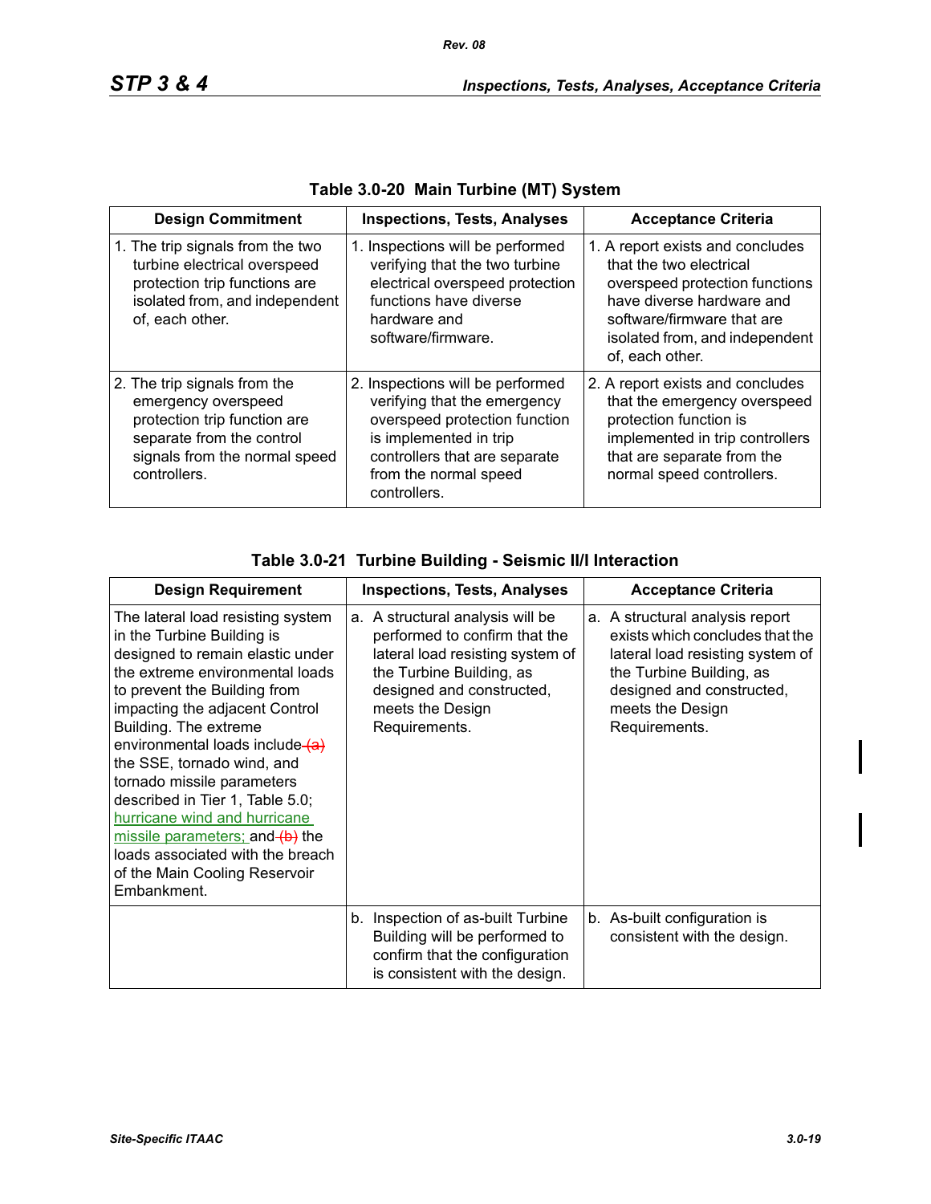**Table 3.0-20 Main Turbine (MT) System**

| Design Commitment | Inspections, Tests, Analyses | Acceptance Criteria |
|---|---|---|
| 1. The trip signals from the two turbine electrical overspeed protection trip functions are isolated from, and independent of, each other. | 1. Inspections will be performed verifying that the two turbine electrical overspeed protection functions have diverse hardware and software/firmware. | 1. A report exists and concludes that the two electrical overspeed protection functions have diverse hardware and software/firmware that are isolated from, and independent of, each other. |
| 2. The trip signals from the emergency overspeed protection trip function are separate from the control signals from the normal speed controllers. | 2. Inspections will be performed verifying that the emergency overspeed protection function is implemented in trip controllers that are separate from the normal speed controllers. | 2. A report exists and concludes that the emergency overspeed protection function is implemented in trip controllers that are separate from the normal speed controllers. |

**Table 3.0-21 Turbine Building - Seismic II/I Interaction**

| Design Requirement | Inspections, Tests, Analyses | Acceptance Criteria |
|---|---|---|
| The lateral load resisting system in the Turbine Building is designed to remain elastic under the extreme environmental loads to prevent the Building from impacting the adjacent Control Building. The extreme environmental loads include ~~(a)~~ the SSE, tornado wind, and tornado missile parameters described in Tier 1, Table 5.0; hurricane wind and hurricane missile parameters; and ~~(b)~~ the loads associated with the breach of the Main Cooling Reservoir Embankment. | a. A structural analysis will be performed to confirm that the lateral load resisting system of the Turbine Building, as designed and constructed, meets the Design Requirements. | a. A structural analysis report exists which concludes that the lateral load resisting system of the Turbine Building, as designed and constructed, meets the Design Requirements. |
| | b. Inspection of as-built Turbine Building will be performed to confirm that the configuration is consistent with the design. | b. As-built configuration is consistent with the design. |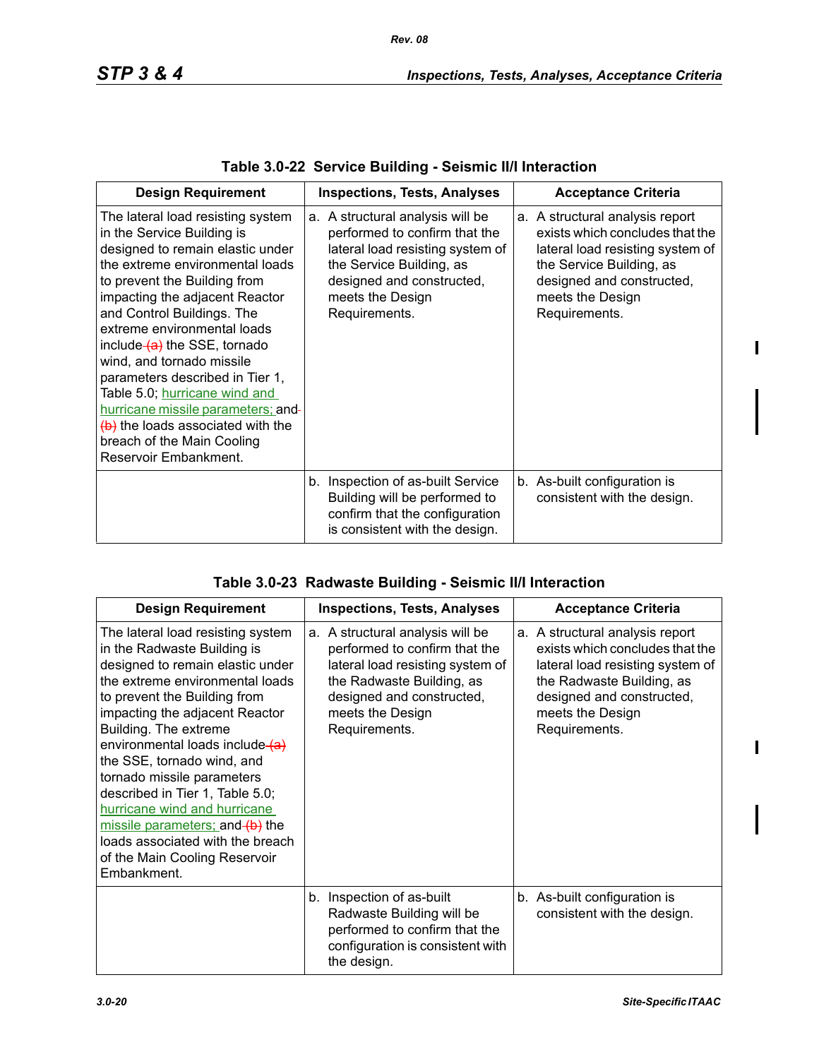### Table 3.0-22 Service Building - Seismic II/I Interaction

| Design Requirement | Inspections, Tests, Analyses | Acceptance Criteria |
|---|---|---|
| The lateral load resisting system in the Service Building is designed to remain elastic under the extreme environmental loads to prevent the Building from impacting the adjacent Reactor and Control Buildings. The extreme environmental loads include ~~(a)~~ the SSE, tornado wind, and tornado missile parameters described in Tier 1, Table 5.0; hurricane wind and hurricane missile parameters; and ~~(b)~~ the loads associated with the breach of the Main Cooling Reservoir Embankment. | a. A structural analysis will be performed to confirm that the lateral load resisting system of the Service Building, as designed and constructed, meets the Design Requirements. | a. A structural analysis report exists which concludes that the lateral load resisting system of the Service Building, as designed and constructed, meets the Design Requirements. |
| | b. Inspection of as-built Service Building will be performed to confirm that the configuration is consistent with the design. | b. As-built configuration is consistent with the design. |

### Table 3.0-23 Radwaste Building - Seismic II/I Interaction

| Design Requirement | Inspections, Tests, Analyses | Acceptance Criteria |
|---|---|---|
| The lateral load resisting system in the Radwaste Building is designed to remain elastic under the extreme environmental loads to prevent the Building from impacting the adjacent Reactor Building. The extreme environmental loads include ~~(a)~~ the SSE, tornado wind, and tornado missile parameters described in Tier 1, Table 5.0; hurricane wind and hurricane missile parameters; and ~~(b)~~ the loads associated with the breach of the Main Cooling Reservoir Embankment. | a. A structural analysis will be performed to confirm that the lateral load resisting system of the Radwaste Building, as designed and constructed, meets the Design Requirements. | a. A structural analysis report exists which concludes that the lateral load resisting system of the Radwaste Building, as designed and constructed, meets the Design Requirements. |
| | b. Inspection of as-built Radwaste Building will be performed to confirm that the configuration is consistent with the design. | b. As-built configuration is consistent with the design. |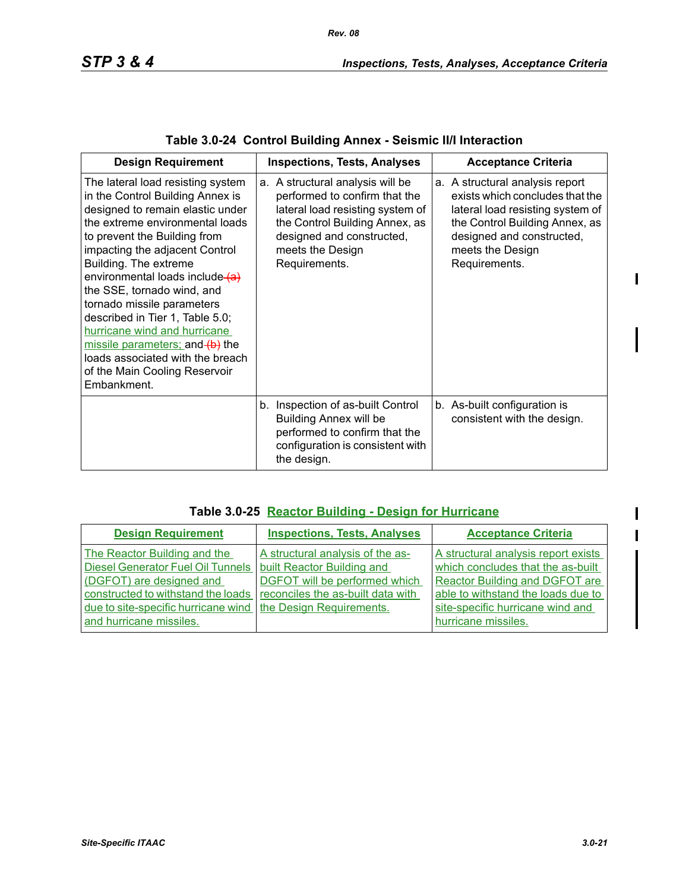### Table 3.0-24 Control Building Annex - Seismic II/I Interaction

| Design Requirement | Inspections, Tests, Analyses | Acceptance Criteria |
|---|---|---|
| The lateral load resisting system in the Control Building Annex is designed to remain elastic under the extreme environmental loads to prevent the Building from impacting the adjacent Control Building. The extreme environmental loads include ~~(a)~~ the SSE, tornado wind, and tornado missile parameters described in Tier 1, Table 5.0; hurricane wind and hurricane missile parameters; and ~~(b)~~ the loads associated with the breach of the Main Cooling Reservoir Embankment. | a. A structural analysis will be performed to confirm that the lateral load resisting system of the Control Building Annex, as designed and constructed, meets the Design Requirements. | a. A structural analysis report exists which concludes that the lateral load resisting system of the Control Building Annex, as designed and constructed, meets the Design Requirements. |
| | b. Inspection of as-built Control Building Annex will be performed to confirm that the configuration is consistent with the design. | b. As-built configuration is consistent with the design. |

### Table 3.0-25 Reactor Building - Design for Hurricane

| Design Requirement | Inspections, Tests, Analyses | Acceptance Criteria |
|---|---|---|
| The Reactor Building and the Diesel Generator Fuel Oil Tunnels (DGFOT) are designed and constructed to withstand the loads due to site-specific hurricane wind and hurricane missiles. | A structural analysis of the as-built Reactor Building and DGFOT will be performed which reconciles the as-built data with the Design Requirements. | A structural analysis report exists which concludes that the as-built Reactor Building and DGFOT are able to withstand the loads due to site-specific hurricane wind and hurricane missiles. |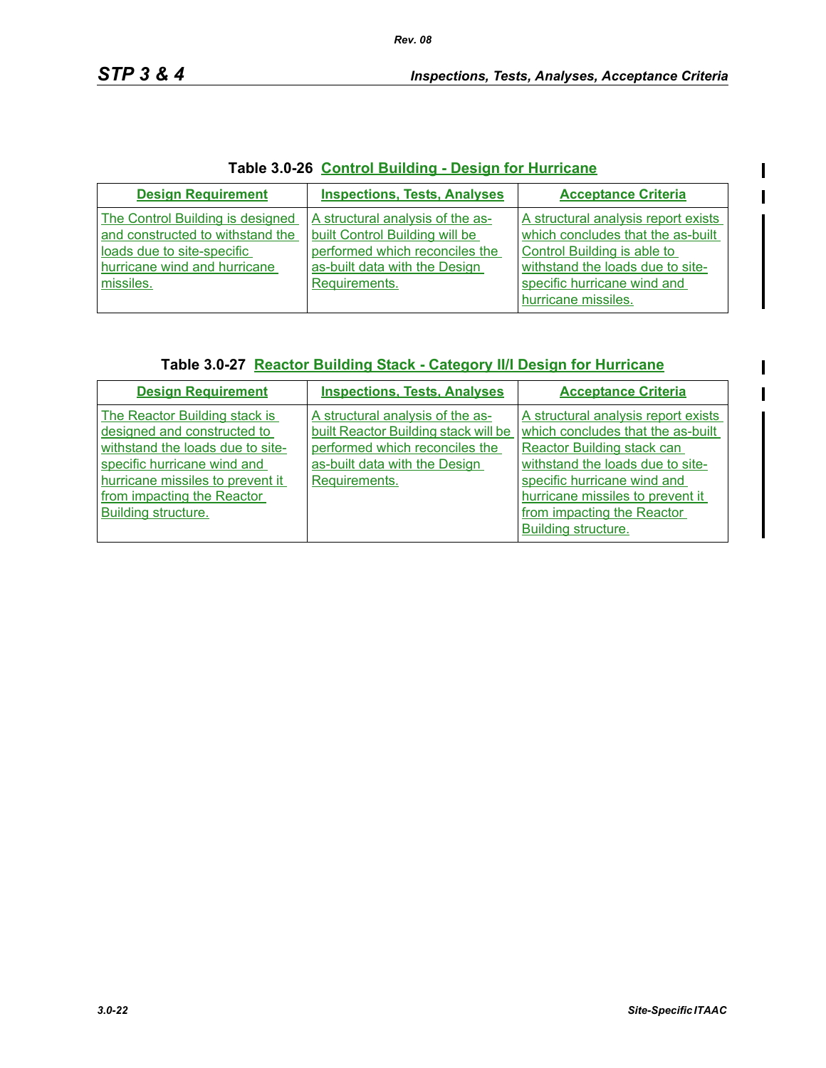**Table 3.0-26 Control Building - Design for Hurricane**

| Design Requirement | Inspections, Tests, Analyses | Acceptance Criteria |
| --- | --- | --- |
| The Control Building is designed and constructed to withstand the loads due to site-specific hurricane wind and hurricane missiles. | A structural analysis of the as-built Control Building will be performed which reconciles the as-built data with the Design Requirements. | A structural analysis report exists which concludes that the as-built Control Building is able to withstand the loads due to site-specific hurricane wind and hurricane missiles. |

**Table 3.0-27 Reactor Building Stack - Category II/I Design for Hurricane**

| Design Requirement | Inspections, Tests, Analyses | Acceptance Criteria |
| --- | --- | --- |
| The Reactor Building stack is designed and constructed to withstand the loads due to site-specific hurricane wind and hurricane missiles to prevent it from impacting the Reactor Building structure. | A structural analysis of the as-built Reactor Building stack will be performed which reconciles the as-built data with the Design Requirements. | A structural analysis report exists which concludes that the as-built Reactor Building stack can withstand the loads due to site-specific hurricane wind and hurricane missiles to prevent it from impacting the Reactor Building structure. |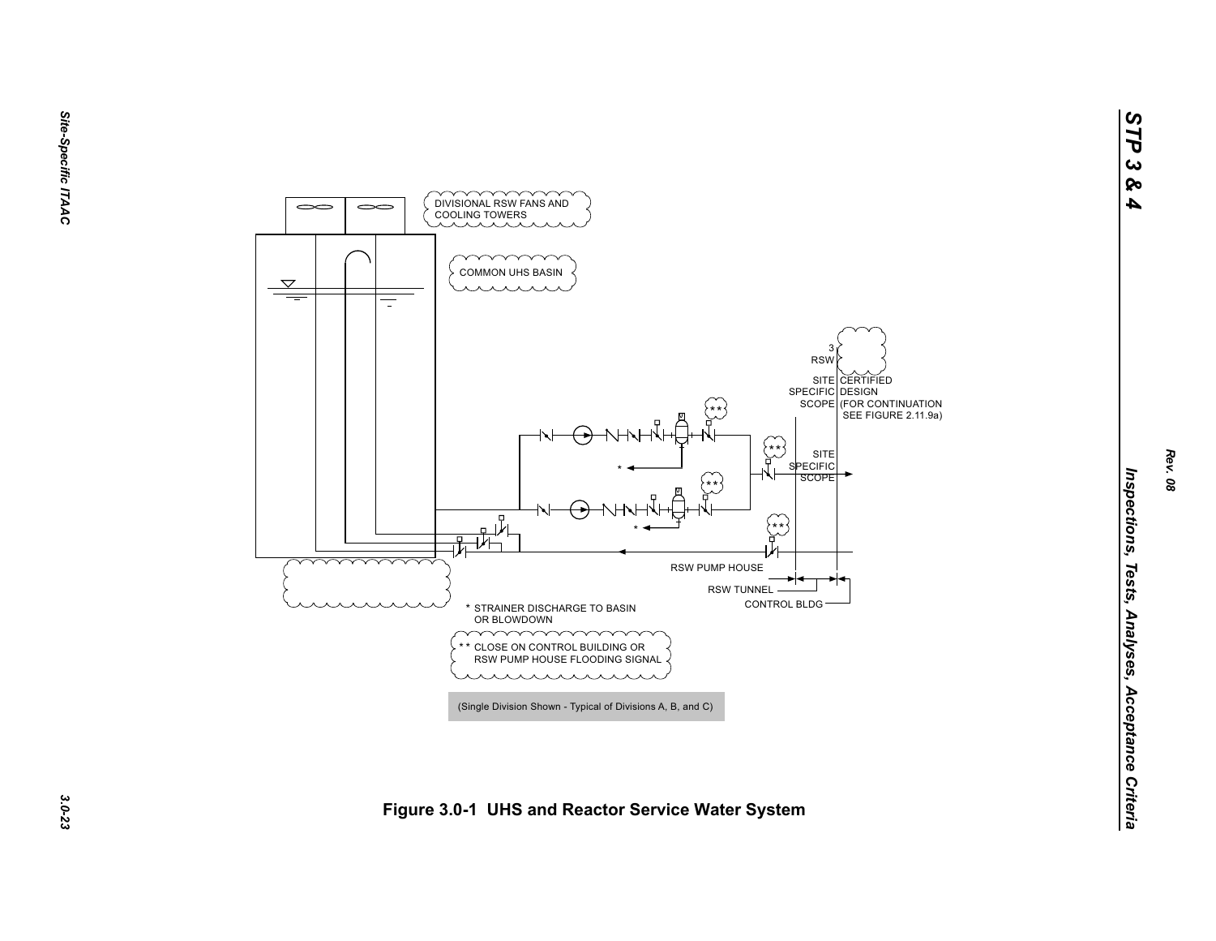DIVISIONAL RSW FANS AND COOLING TOWERS

COMMON UHS BASIN

3 RSW

SITE SPECIFIC SCOPE

CERTIFIED DESIGN (FOR CONTINUATION SEE FIGURE 2.11.9a)

SITE SPECIFIC SCOPE

RSW PUMP HOUSE

RSW TUNNEL

CONTROL BLDG

\* STRAINER DISCHARGE TO BASIN OR BLOWDOWN

\*\* CLOSE ON CONTROL BUILDING OR RSW PUMP HOUSE FLOODING SIGNAL

(Single Division Shown - Typical of Divisions A, B, and C)

**Figure 3.0-1 UHS and Reactor Service Water System**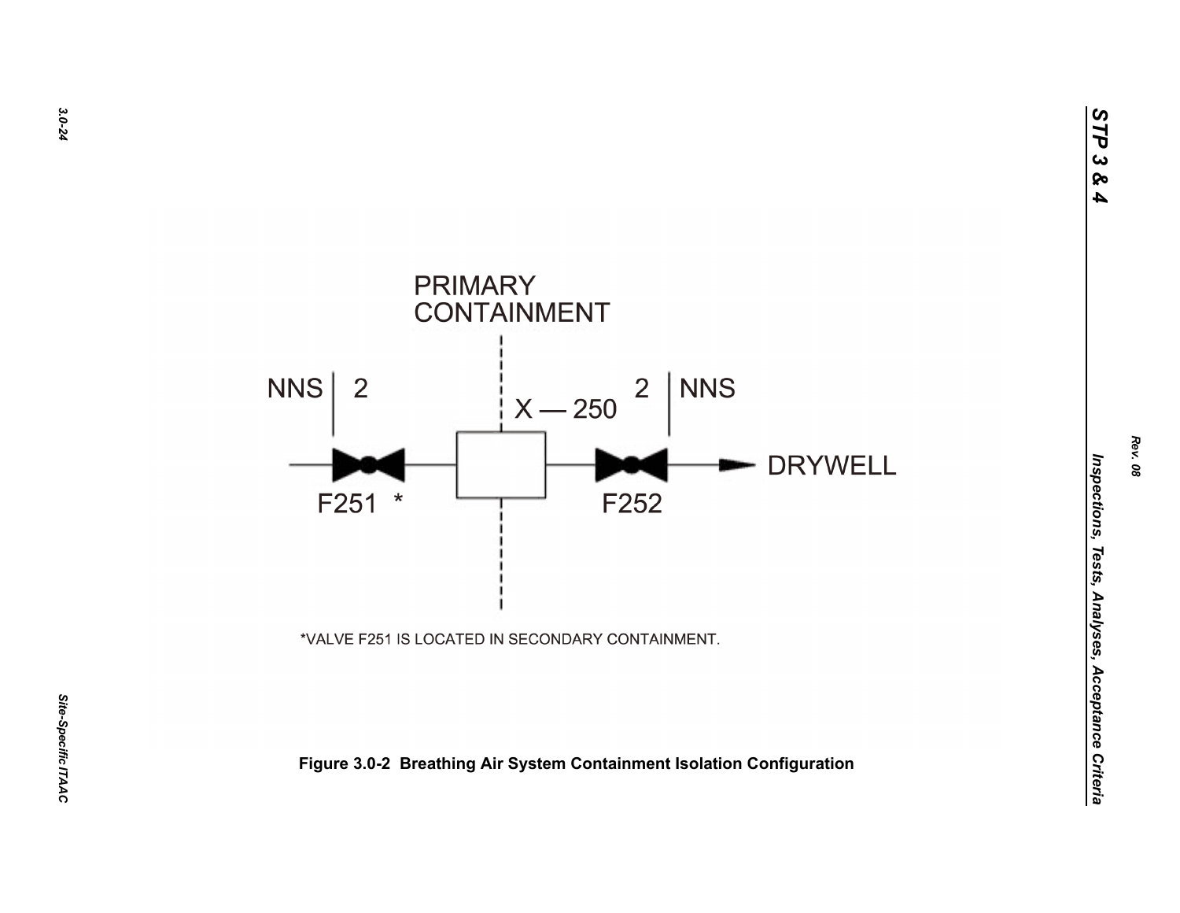PRIMARY
CONTAINMENT

NNS | 2

X — 250

2 | NNS

F251 *

F252

DRYWELL

*VALVE F251 IS LOCATED IN SECONDARY CONTAINMENT.

**Figure 3.0-2 Breathing Air System Containment Isolation Configuration**